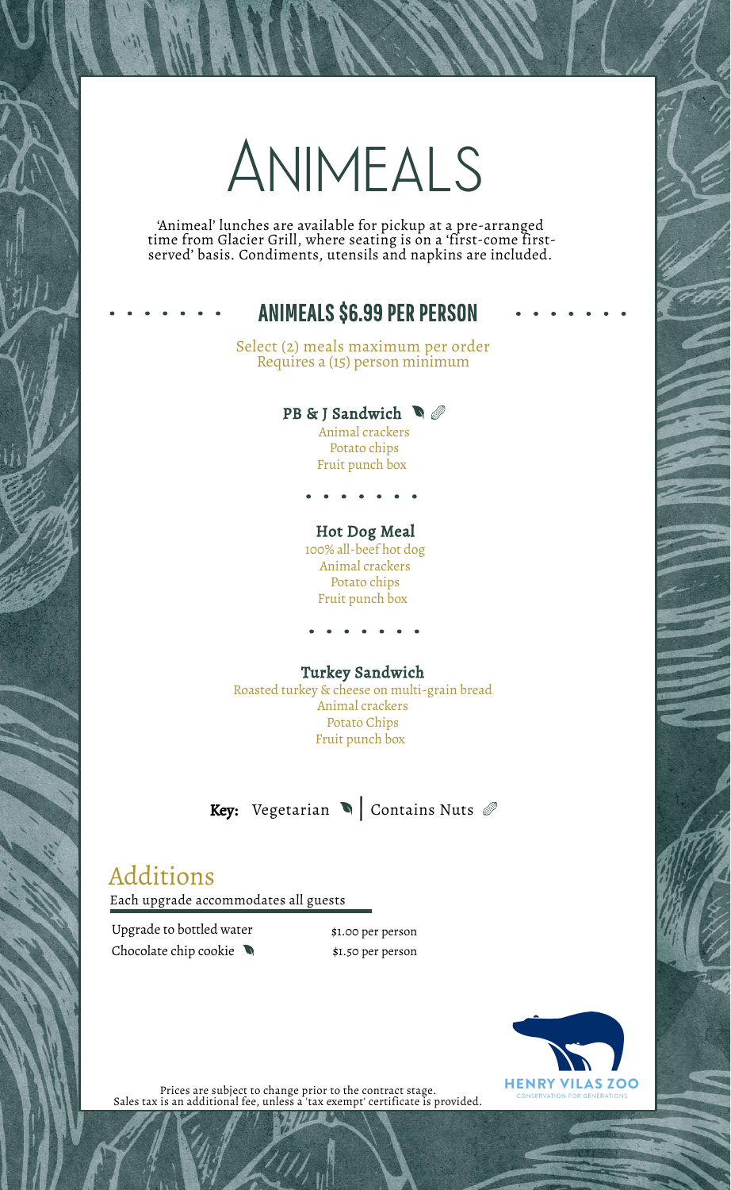# Animeals

'Animeal' lunches are available for pickup at a pre-arranged time from Glacier Grill, where seating is on a 'first-come first-served' basis. Condiments, utensils and napkins are included.

## ANIMEALS $6.99 PER PERSON

Select (2) meals maximum per order
Requires a (15) person minimum

### PB & J Sandwich 🥬 🥜

Animal crackers
Potato chips
Fruit punch box

### Hot Dog Meal

100% all-beef hot dog
Animal crackers
Potato chips
Fruit punch box

### Turkey Sandwich

Roasted turkey & cheese on multi-grain bread
Animal crackers
Potato Chips
Fruit punch box

**Key:** Vegetarian 🥬 | Contains Nuts 🥜

## Additions

Each upgrade accommodates all guests

| | |
|---|---|
| Upgrade to bottled water | $1.00 per person |
| Chocolate chip cookie 🥬 | $1.50 per person |

HENRY VILAS ZOO
CONSERVATION FOR GENERATIONS

Prices are subject to change prior to the contract stage.
Sales tax is an additional fee, unless a 'tax exempt' certificate is provided.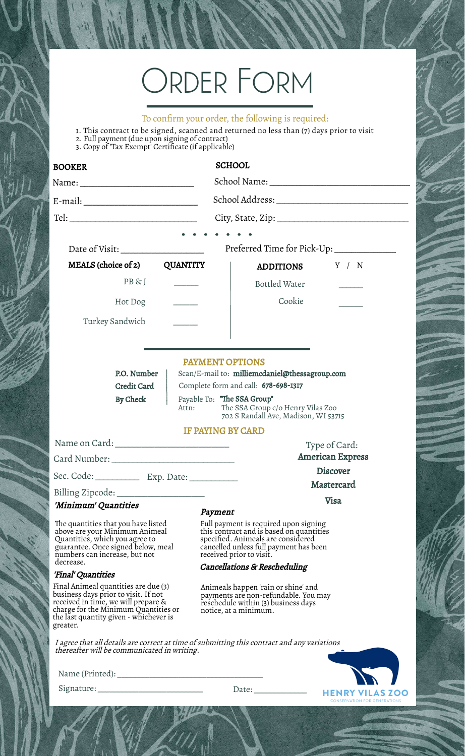# Order Form

To confirm your order, the following is required:

1. This contract to be signed, scanned and returned no less than (7) days prior to visit
2. Full payment (due upon signing of contract)
3. Copy of 'Tax Exempt' Certificate (if applicable)

**BOOKER**

Name: ______________________

E-mail: ______________________

Tel: ______________________

**SCHOOL**

School Name: ______________________

School Address: ______________________

City, State, Zip: ______________________

• • • • • • •

Date of Visit: ________________

Preferred Time for Pick-Up: ____________

| MEALS (choice of 2) | QUANTITY | ADDITIONS | Y / N |
|---|---|---|---|
| PB & J | _____ | Bottled Water | _____ |
| Hot Dog | _____ | Cookie | _____ |
| Turkey Sandwich | _____ | | |

## PAYMENT OPTIONS

| | |
|---|---|
| **P.O. Number** | Scan/E-mail to: **milliemcdaniel@thessagroup.com** |
| **Credit Card** | Complete form and call: **678-698-1317** |
| **By Check** | Payable To: **"The SSA Group"**<br>Attn: The SSA Group c/o Henry Vilas Zoo<br>702 S Randall Ave, Madison, WI 53715 |

## IF PAYING BY CARD

Name on Card: ______________________

Card Number: ______________________

Sec. Code: _________ Exp. Date: _________

Billing Zipcode: ________________

Type of Card:

**American Express**

**Discover**

**Mastercard**

**Visa**

### *'Minimum' Quantities*

The quantities that you have listed above are your Minimum Animeal Quantities, which you agree to guarantee. Once signed below, meal numbers can increase, but not decrease.

### *'Final' Quantities*

Final Animeal quantities are due (3) business days prior to visit. If not received in time, we will prepare & charge for the Minimum Quantities or the last quantity given - whichever is greater.

### *Payment*

Full payment is required upon signing this contract and is based on quantities specified. Animeals are considered cancelled unless full payment has been received prior to visit.

### *Cancellations & Rescheduling*

Animeals happen 'rain or shine' and payments are non-refundable. You may reschedule within (3) business days notice, at a minimum.

*I agree that all details are correct at time of submitting this contract and any variations thereafter will be communicated in writing.*

Name (Printed): ______________________________

Signature: ______________________ Date: ___________

HENRY VILAS ZOO
CONSERVATION FOR GENERATIONS